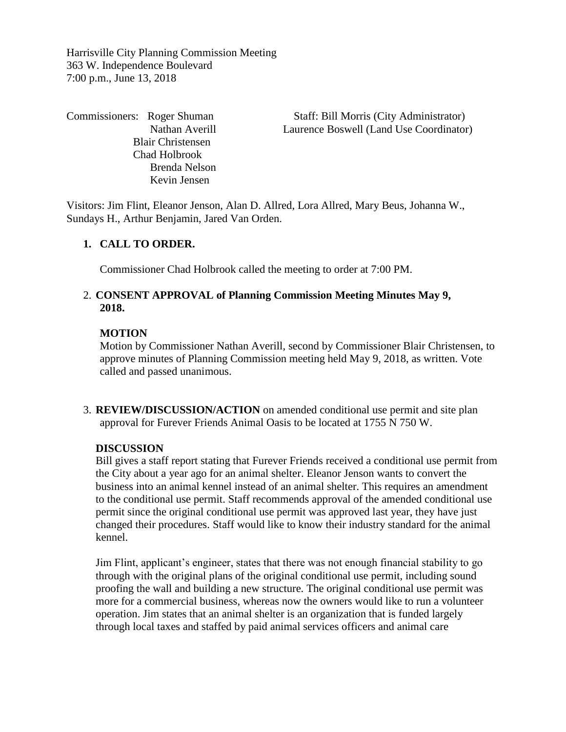Harrisville City Planning Commission Meeting
363 W. Independence Boulevard
7:00 p.m., June 13, 2018

Commissioners: Roger Shuman
Nathan Averill
Blair Christensen
Chad Holbrook
Brenda Nelson
Kevin Jensen

Staff: Bill Morris (City Administrator)
Laurence Boswell (Land Use Coordinator)

Visitors: Jim Flint, Eleanor Jenson, Alan D. Allred, Lora Allred, Mary Beus, Johanna W., Sundays H., Arthur Benjamin, Jared Van Orden.

1. **CALL TO ORDER.**

   Commissioner Chad Holbrook called the meeting to order at 7:00 PM.

2. **CONSENT APPROVAL of Planning Commission Meeting Minutes May 9, 2018.**

   **MOTION**
   Motion by Commissioner Nathan Averill, second by Commissioner Blair Christensen, to approve minutes of Planning Commission meeting held May 9, 2018, as written. Vote called and passed unanimous.

3. **REVIEW/DISCUSSION/ACTION** on amended conditional use permit and site plan approval for Furever Friends Animal Oasis to be located at 1755 N 750 W.

   **DISCUSSION**
   Bill gives a staff report stating that Furever Friends received a conditional use permit from the City about a year ago for an animal shelter. Eleanor Jenson wants to convert the business into an animal kennel instead of an animal shelter. This requires an amendment to the conditional use permit. Staff recommends approval of the amended conditional use permit since the original conditional use permit was approved last year, they have just changed their procedures. Staff would like to know their industry standard for the animal kennel.

   Jim Flint, applicant's engineer, states that there was not enough financial stability to go through with the original plans of the original conditional use permit, including sound proofing the wall and building a new structure. The original conditional use permit was more for a commercial business, whereas now the owners would like to run a volunteer operation. Jim states that an animal shelter is an organization that is funded largely through local taxes and staffed by paid animal services officers and animal care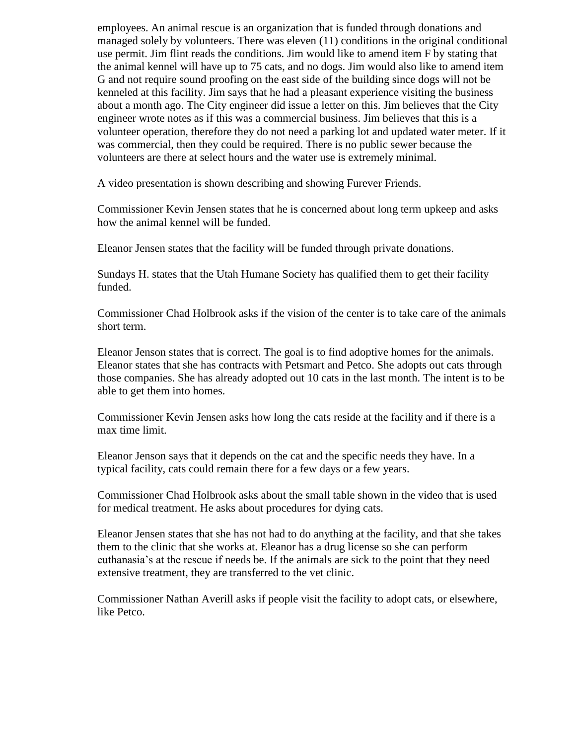employees. An animal rescue is an organization that is funded through donations and managed solely by volunteers. There was eleven (11) conditions in the original conditional use permit. Jim flint reads the conditions. Jim would like to amend item F by stating that the animal kennel will have up to 75 cats, and no dogs. Jim would also like to amend item G and not require sound proofing on the east side of the building since dogs will not be kenneled at this facility. Jim says that he had a pleasant experience visiting the business about a month ago. The City engineer did issue a letter on this. Jim believes that the City engineer wrote notes as if this was a commercial business. Jim believes that this is a volunteer operation, therefore they do not need a parking lot and updated water meter. If it was commercial, then they could be required. There is no public sewer because the volunteers are there at select hours and the water use is extremely minimal.

A video presentation is shown describing and showing Furever Friends.

Commissioner Kevin Jensen states that he is concerned about long term upkeep and asks how the animal kennel will be funded.

Eleanor Jensen states that the facility will be funded through private donations.

Sundays H. states that the Utah Humane Society has qualified them to get their facility funded.

Commissioner Chad Holbrook asks if the vision of the center is to take care of the animals short term.

Eleanor Jenson states that is correct. The goal is to find adoptive homes for the animals. Eleanor states that she has contracts with Petsmart and Petco. She adopts out cats through those companies. She has already adopted out 10 cats in the last month. The intent is to be able to get them into homes.

Commissioner Kevin Jensen asks how long the cats reside at the facility and if there is a max time limit.

Eleanor Jenson says that it depends on the cat and the specific needs they have. In a typical facility, cats could remain there for a few days or a few years.

Commissioner Chad Holbrook asks about the small table shown in the video that is used for medical treatment. He asks about procedures for dying cats.

Eleanor Jensen states that she has not had to do anything at the facility, and that she takes them to the clinic that she works at. Eleanor has a drug license so she can perform euthanasia's at the rescue if needs be. If the animals are sick to the point that they need extensive treatment, they are transferred to the vet clinic.

Commissioner Nathan Averill asks if people visit the facility to adopt cats, or elsewhere, like Petco.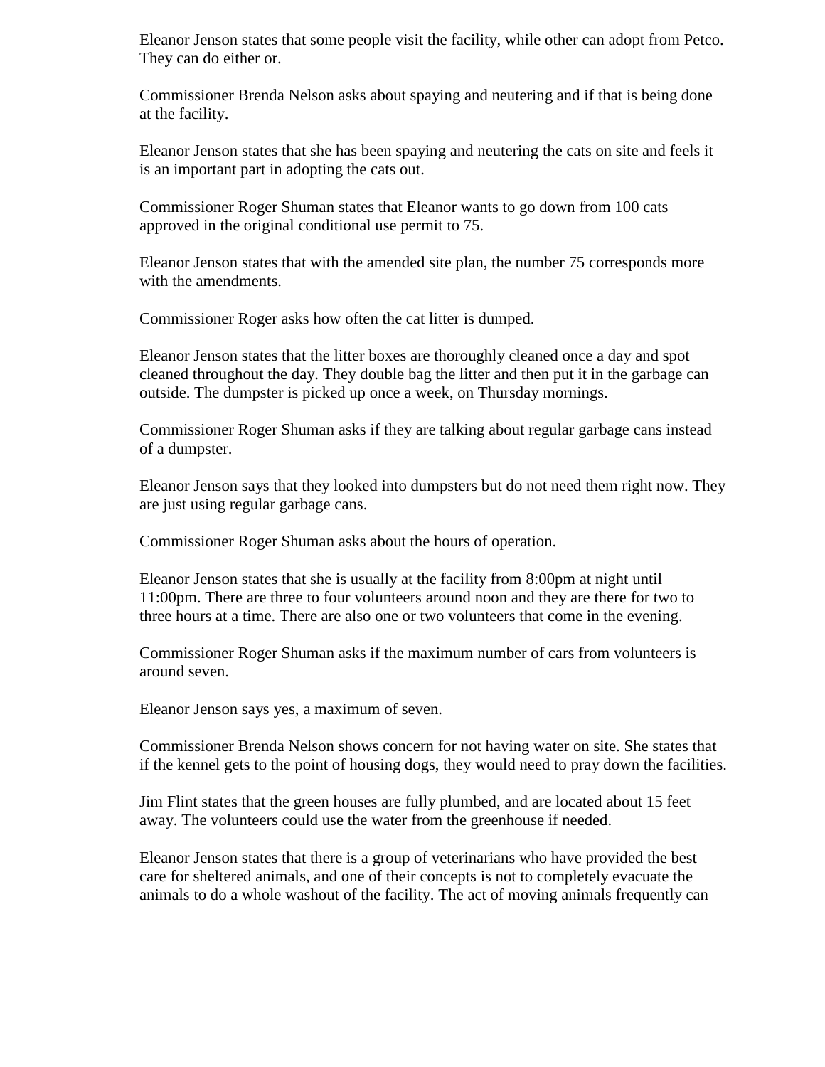Eleanor Jenson states that some people visit the facility, while other can adopt from Petco. They can do either or.

Commissioner Brenda Nelson asks about spaying and neutering and if that is being done at the facility.

Eleanor Jenson states that she has been spaying and neutering the cats on site and feels it is an important part in adopting the cats out.

Commissioner Roger Shuman states that Eleanor wants to go down from 100 cats approved in the original conditional use permit to 75.

Eleanor Jenson states that with the amended site plan, the number 75 corresponds more with the amendments.

Commissioner Roger asks how often the cat litter is dumped.

Eleanor Jenson states that the litter boxes are thoroughly cleaned once a day and spot cleaned throughout the day. They double bag the litter and then put it in the garbage can outside. The dumpster is picked up once a week, on Thursday mornings.

Commissioner Roger Shuman asks if they are talking about regular garbage cans instead of a dumpster.

Eleanor Jenson says that they looked into dumpsters but do not need them right now. They are just using regular garbage cans.

Commissioner Roger Shuman asks about the hours of operation.

Eleanor Jenson states that she is usually at the facility from 8:00pm at night until 11:00pm. There are three to four volunteers around noon and they are there for two to three hours at a time. There are also one or two volunteers that come in the evening.

Commissioner Roger Shuman asks if the maximum number of cars from volunteers is around seven.

Eleanor Jenson says yes, a maximum of seven.

Commissioner Brenda Nelson shows concern for not having water on site. She states that if the kennel gets to the point of housing dogs, they would need to pray down the facilities.

Jim Flint states that the green houses are fully plumbed, and are located about 15 feet away. The volunteers could use the water from the greenhouse if needed.

Eleanor Jenson states that there is a group of veterinarians who have provided the best care for sheltered animals, and one of their concepts is not to completely evacuate the animals to do a whole washout of the facility. The act of moving animals frequently can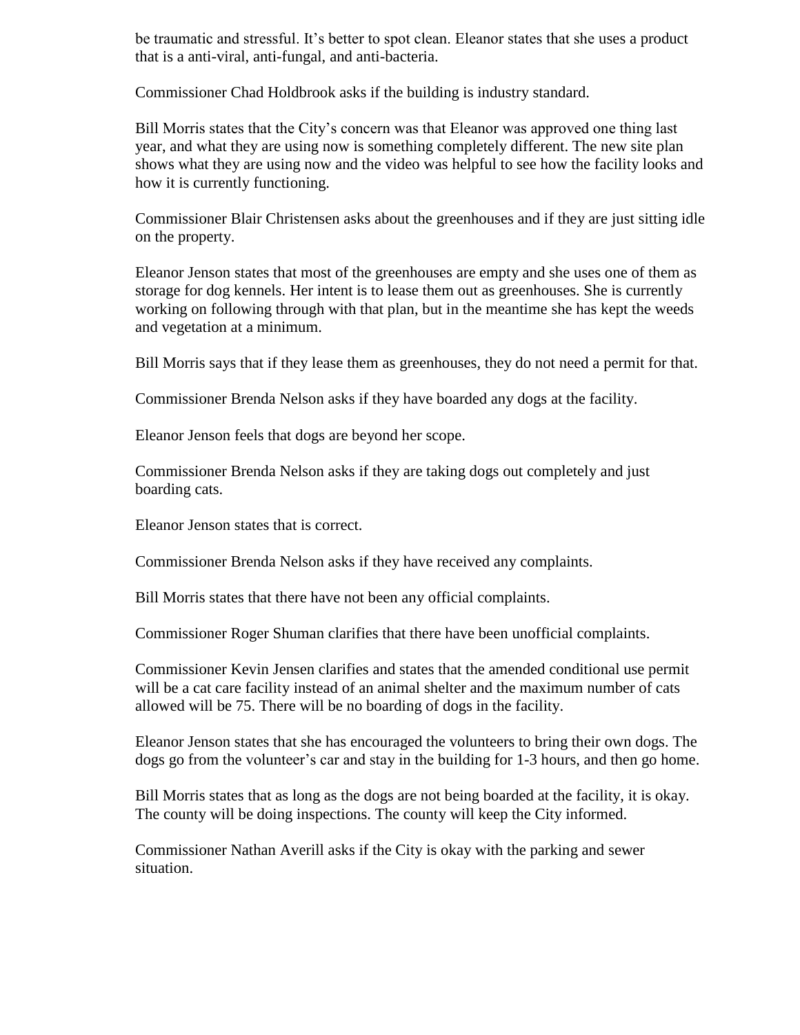be traumatic and stressful. It's better to spot clean. Eleanor states that she uses a product that is a anti-viral, anti-fungal, and anti-bacteria.

Commissioner Chad Holdbrook asks if the building is industry standard.

Bill Morris states that the City's concern was that Eleanor was approved one thing last year, and what they are using now is something completely different. The new site plan shows what they are using now and the video was helpful to see how the facility looks and how it is currently functioning.

Commissioner Blair Christensen asks about the greenhouses and if they are just sitting idle on the property.

Eleanor Jenson states that most of the greenhouses are empty and she uses one of them as storage for dog kennels. Her intent is to lease them out as greenhouses. She is currently working on following through with that plan, but in the meantime she has kept the weeds and vegetation at a minimum.

Bill Morris says that if they lease them as greenhouses, they do not need a permit for that.

Commissioner Brenda Nelson asks if they have boarded any dogs at the facility.

Eleanor Jenson feels that dogs are beyond her scope.

Commissioner Brenda Nelson asks if they are taking dogs out completely and just boarding cats.

Eleanor Jenson states that is correct.

Commissioner Brenda Nelson asks if they have received any complaints.

Bill Morris states that there have not been any official complaints.

Commissioner Roger Shuman clarifies that there have been unofficial complaints.

Commissioner Kevin Jensen clarifies and states that the amended conditional use permit will be a cat care facility instead of an animal shelter and the maximum number of cats allowed will be 75. There will be no boarding of dogs in the facility.

Eleanor Jenson states that she has encouraged the volunteers to bring their own dogs. The dogs go from the volunteer's car and stay in the building for 1-3 hours, and then go home.

Bill Morris states that as long as the dogs are not being boarded at the facility, it is okay. The county will be doing inspections. The county will keep the City informed.

Commissioner Nathan Averill asks if the City is okay with the parking and sewer situation.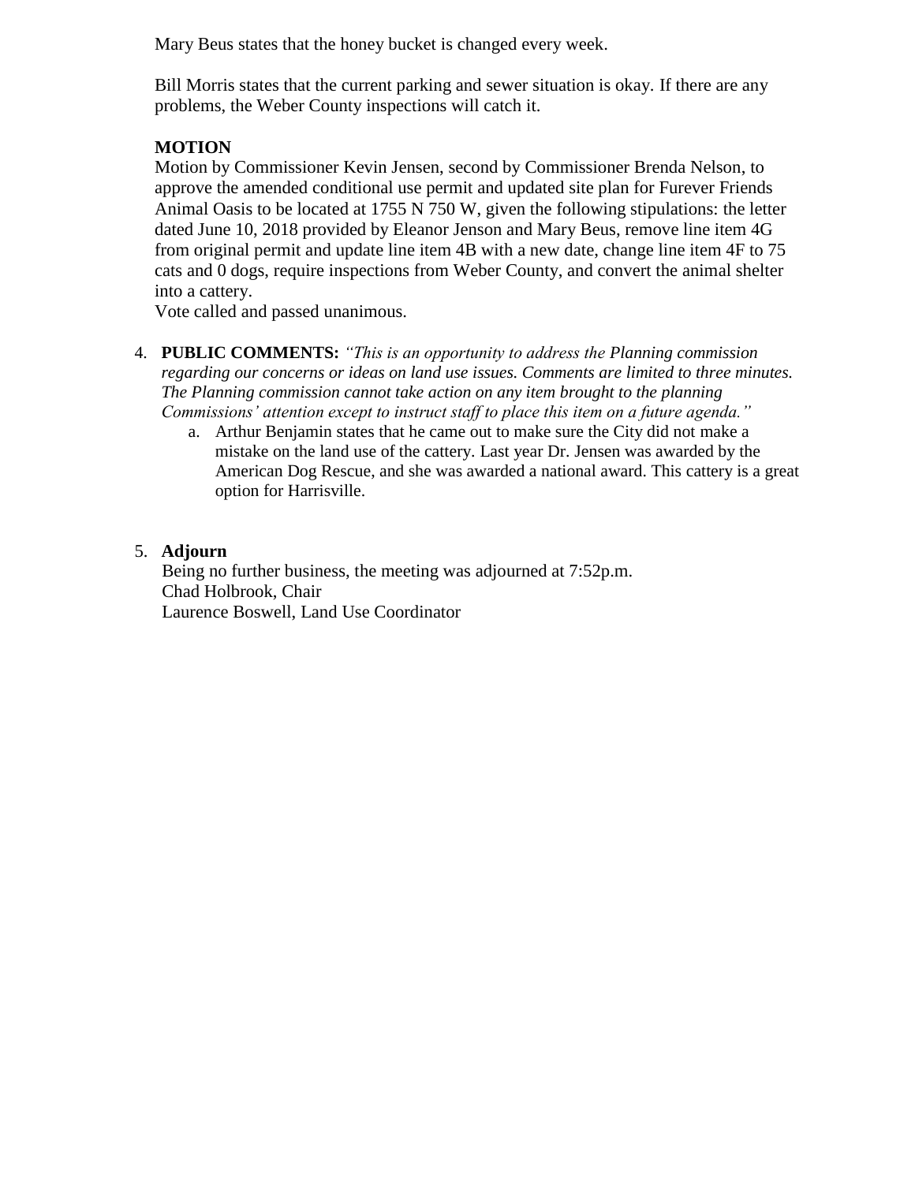Mary Beus states that the honey bucket is changed every week.

Bill Morris states that the current parking and sewer situation is okay. If there are any problems, the Weber County inspections will catch it.

**MOTION**
Motion by Commissioner Kevin Jensen, second by Commissioner Brenda Nelson, to approve the amended conditional use permit and updated site plan for Furever Friends Animal Oasis to be located at 1755 N 750 W, given the following stipulations: the letter dated June 10, 2018 provided by Eleanor Jenson and Mary Beus, remove line item 4G from original permit and update line item 4B with a new date, change line item 4F to 75 cats and 0 dogs, require inspections from Weber County, and convert the animal shelter into a cattery.
Vote called and passed unanimous.

4. **PUBLIC COMMENTS:** *"This is an opportunity to address the Planning commission regarding our concerns or ideas on land use issues. Comments are limited to three minutes. The Planning commission cannot take action on any item brought to the planning Commissions' attention except to instruct staff to place this item on a future agenda."*
   a. Arthur Benjamin states that he came out to make sure the City did not make a mistake on the land use of the cattery. Last year Dr. Jensen was awarded by the American Dog Rescue, and she was awarded a national award. This cattery is a great option for Harrisville.

5. **Adjourn**
   Being no further business, the meeting was adjourned at 7:52p.m.
   Chad Holbrook, Chair
   Laurence Boswell, Land Use Coordinator